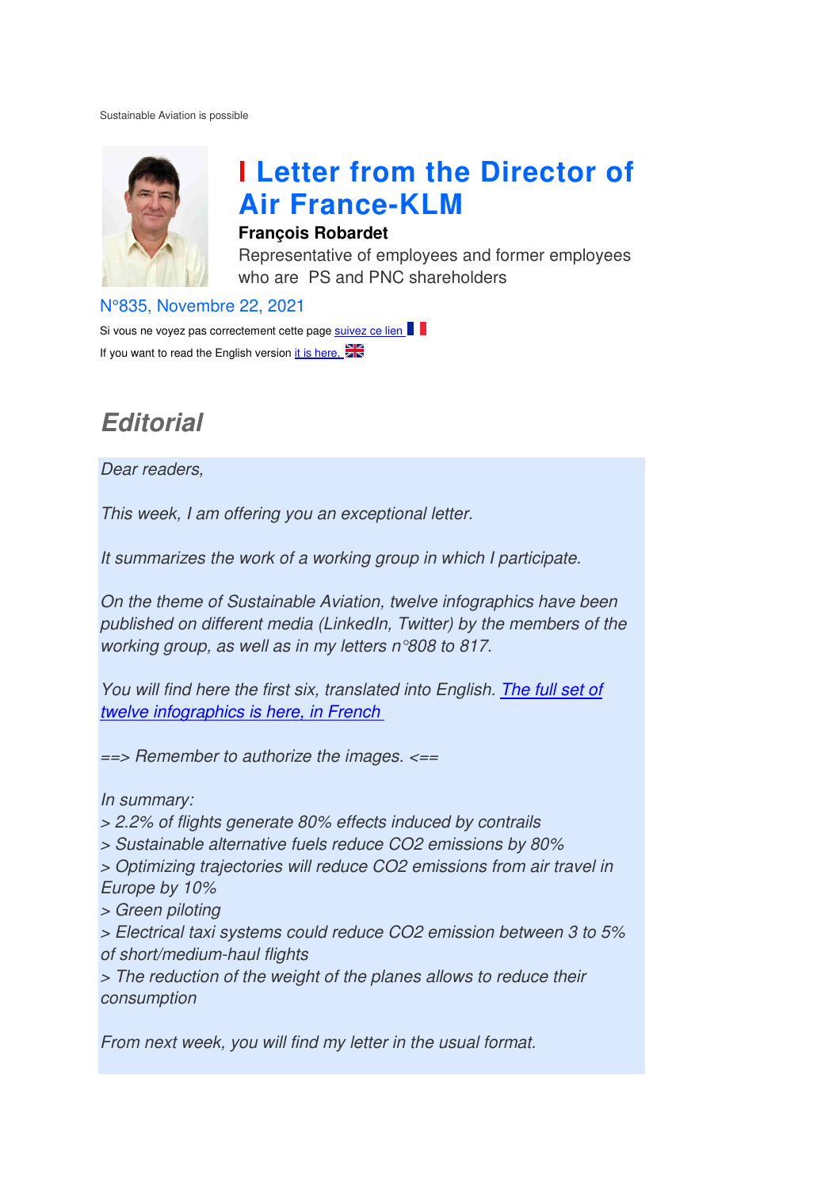Sustainable Aviation is possible

# Letter from the Director of Air France-KLM

**François Robardet**

Representative of employees and former employees who are PS and PNC shareholders

N°835, Novembre 22, 2021

Si vous ne voyez pas correctement cette page suivez ce lien

If you want to read the English version it is here.

## *Editorial*

*Dear readers,*

*This week, I am offering you an exceptional letter.*

*It summarizes the work of a working group in which I participate.*

*On the theme of Sustainable Aviation, twelve infographics have been published on different media (LinkedIn, Twitter) by the members of the working group, as well as in my letters n°808 to 817.*

*You will find here the first six, translated into English. The full set of twelve infographics is here, in French*

*==> Remember to authorize the images. <==*

*In summary:*
*> 2.2% of flights generate 80% effects induced by contrails*
*> Sustainable alternative fuels reduce CO2 emissions by 80%*
*> Optimizing trajectories will reduce CO2 emissions from air travel in Europe by 10%*
*> Green piloting*
*> Electrical taxi systems could reduce CO2 emission between 3 to 5% of short/medium-haul flights*
*> The reduction of the weight of the planes allows to reduce their consumption*

*From next week, you will find my letter in the usual format.*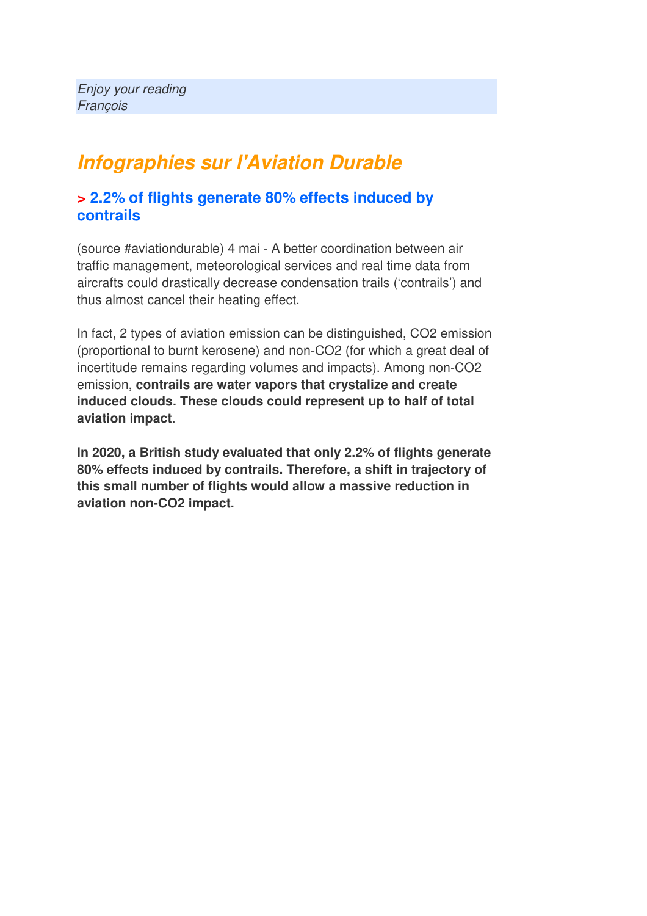*Enjoy your reading*
*François*

## *Infographies sur l'Aviation Durable*

### > 2.2% of flights generate 80% effects induced by contrails

(source #aviationdurable) 4 mai - A better coordination between air traffic management, meteorological services and real time data from aircrafts could drastically decrease condensation trails (‘contrails’) and thus almost cancel their heating effect.

In fact, 2 types of aviation emission can be distinguished, $CO_2$ emission (proportional to burnt kerosene) and non-$CO_2$ (for which a great deal of incertitude remains regarding volumes and impacts). Among non-$CO_2$ emission, **contrails are water vapors that crystalize and create induced clouds. These clouds could represent up to half of total aviation impact**.

**In 2020, a British study evaluated that only 2.2% of flights generate 80% effects induced by contrails. Therefore, a shift in trajectory of this small number of flights would allow a massive reduction in aviation non-$CO_2$ impact.**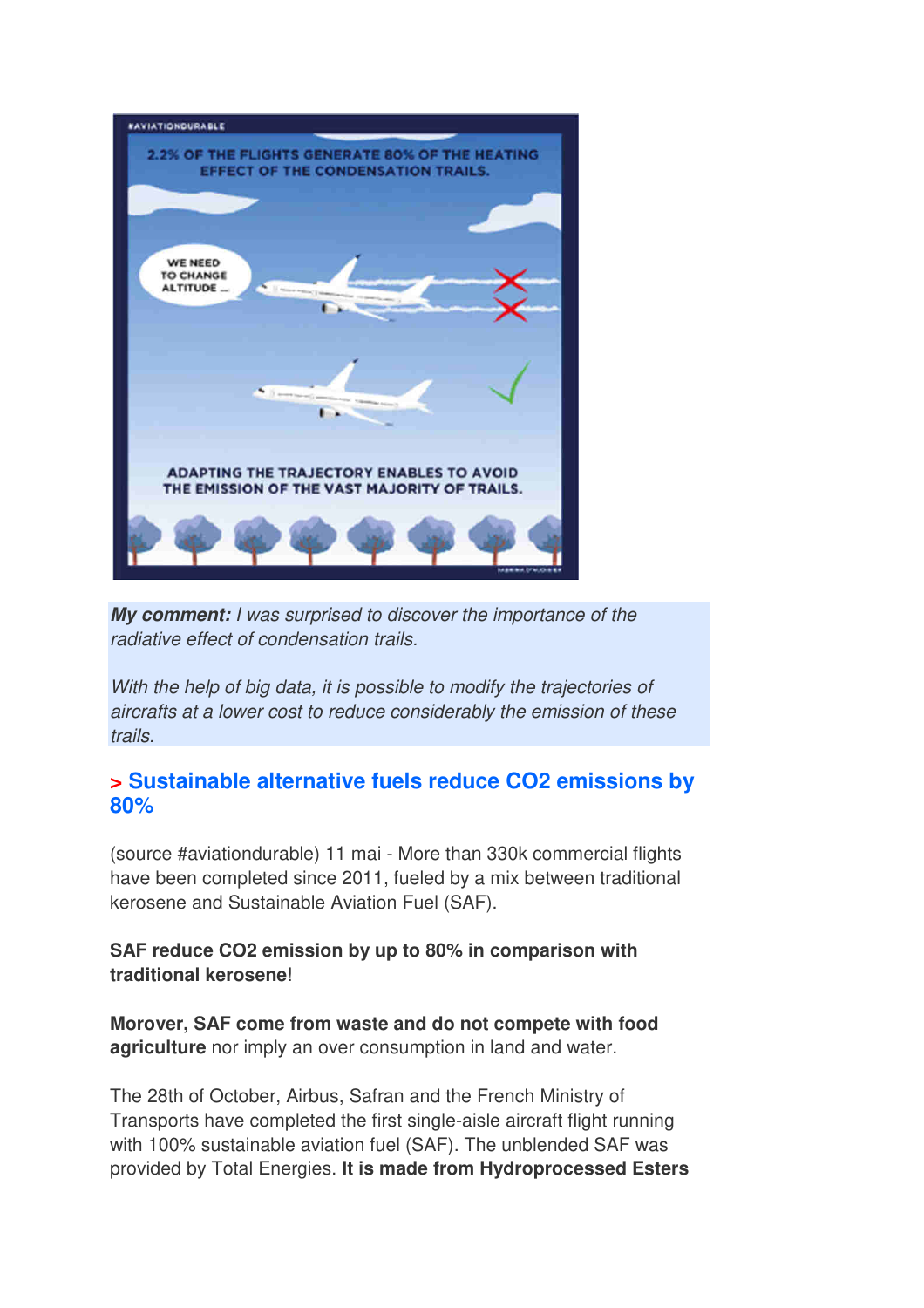#AVIATIONDURABLE

2.2% OF THE FLIGHTS GENERATE 80% OF THE HEATING EFFECT OF THE CONDENSATION TRAILS.

WE NEED TO CHANGE ALTITUDE ...

ADAPTING THE TRAJECTORY ENABLES TO AVOID THE EMISSION OF THE VAST MAJORITY OF TRAILS.

***My comment:*** *I was surprised to discover the importance of the radiative effect of condensation trails.*

*With the help of big data, it is possible to modify the trajectories of aircrafts at a lower cost to reduce considerably the emission of these trails.*

## > Sustainable alternative fuels reduce CO2 emissions by 80%

(source #aviationdurable) 11 mai - More than 330k commercial flights have been completed since 2011, fueled by a mix between traditional kerosene and Sustainable Aviation Fuel (SAF).

**SAF reduce CO2 emission by up to 80% in comparison with traditional kerosene**!

**Morover, SAF come from waste and do not compete with food agriculture** nor imply an over consumption in land and water.

The 28th of October, Airbus, Safran and the French Ministry of Transports have completed the first single-aisle aircraft flight running with 100% sustainable aviation fuel (SAF). The unblended SAF was provided by Total Energies. **It is made from Hydroprocessed Esters**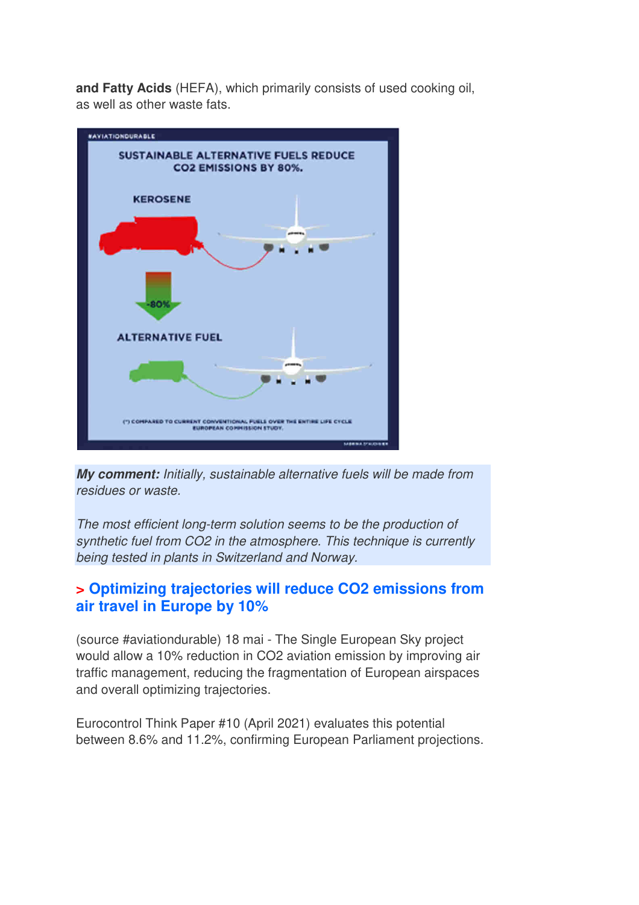**and Fatty Acids** (HEFA), which primarily consists of used cooking oil, as well as other waste fats.

***My comment:*** *Initially, sustainable alternative fuels will be made from residues or waste.*

*The most efficient long-term solution seems to be the production of synthetic fuel from $CO_2$ in the atmosphere. This technique is currently being tested in plants in Switzerland and Norway.*

## > Optimizing trajectories will reduce $CO_2$ emissions from air travel in Europe by 10%

(source #aviationdurable) 18 mai - The Single European Sky project would allow a 10% reduction in $CO_2$ aviation emission by improving air traffic management, reducing the fragmentation of European airspaces and overall optimizing trajectories.

Eurocontrol Think Paper #10 (April 2021) evaluates this potential between 8.6% and 11.2%, confirming European Parliament projections.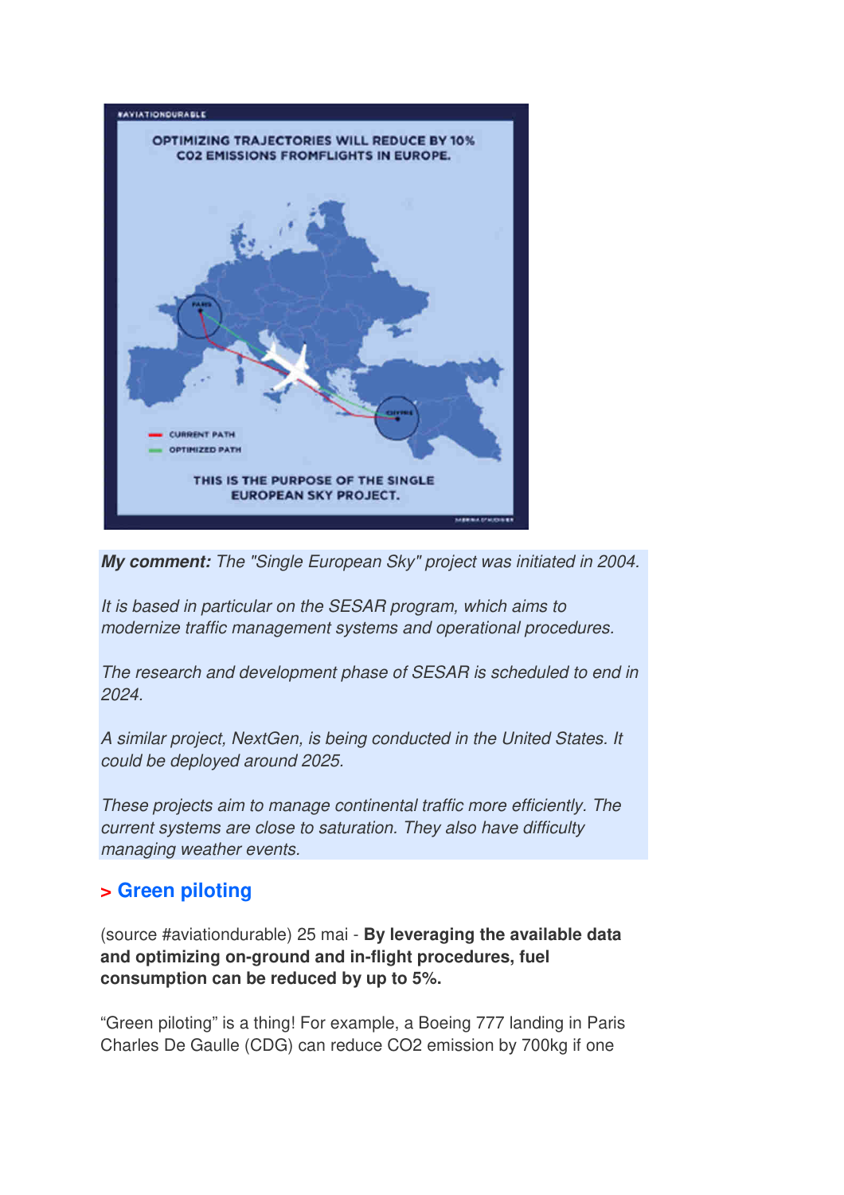**My comment:** *The "Single European Sky" project was initiated in 2004.*

*It is based in particular on the SESAR program, which aims to modernize traffic management systems and operational procedures.*

*The research and development phase of SESAR is scheduled to end in 2024.*

*A similar project, NextGen, is being conducted in the United States. It could be deployed around 2025.*

*These projects aim to manage continental traffic more efficiently. The current systems are close to saturation. They also have difficulty managing weather events.*

## > Green piloting

(source #aviationdurable) 25 mai - **By leveraging the available data and optimizing on-ground and in-flight procedures, fuel consumption can be reduced by up to 5%.**

“Green piloting” is a thing! For example, a Boeing 777 landing in Paris Charles De Gaulle (CDG) can reduce $CO_2$ emission by 700kg if one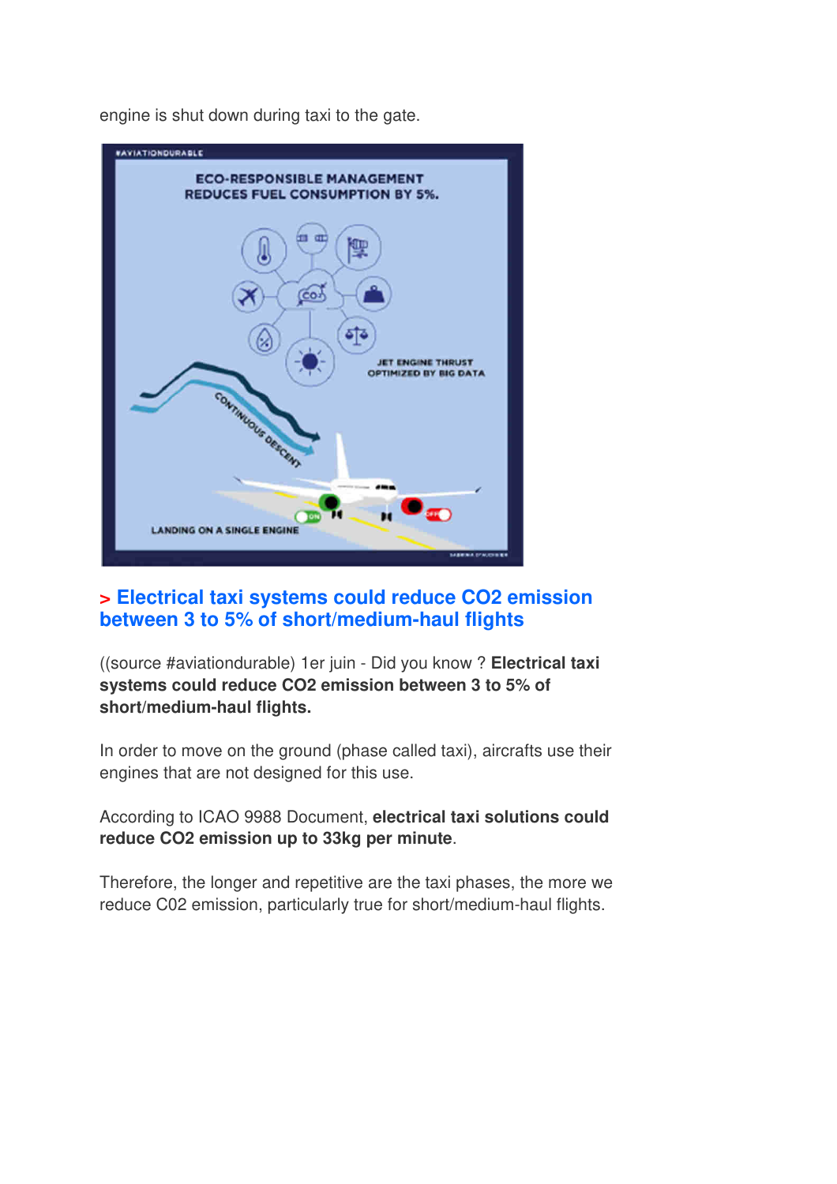engine is shut down during taxi to the gate.

### > Electrical taxi systems could reduce CO2 emission between 3 to 5% of short/medium-haul flights

((source #aviationdurable) 1er juin - Did you know ? **Electrical taxi systems could reduce CO2 emission between 3 to 5% of short/medium-haul flights.**

In order to move on the ground (phase called taxi), aircrafts use their engines that are not designed for this use.

According to ICAO 9988 Document, **electrical taxi solutions could reduce CO2 emission up to 33kg per minute**.

Therefore, the longer and repetitive are the taxi phases, the more we reduce C02 emission, particularly true for short/medium-haul flights.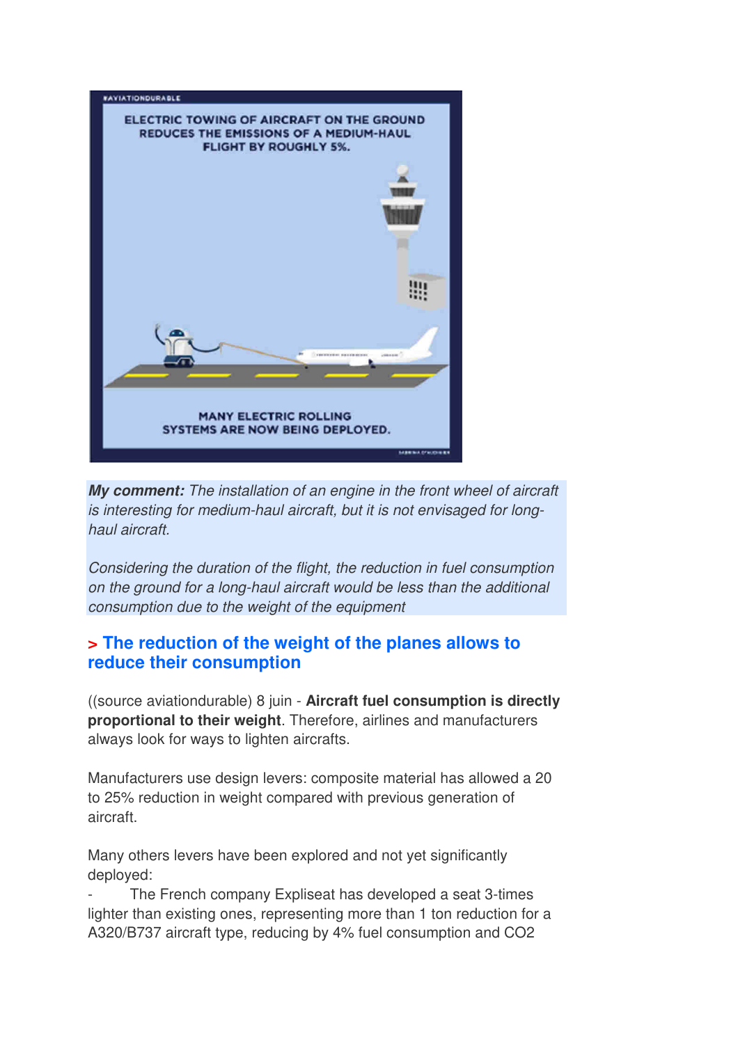#AVIATIONDURABLE

ELECTRIC TOWING OF AIRCRAFT ON THE GROUND REDUCES THE EMISSIONS OF A MEDIUM-HAUL FLIGHT BY ROUGHLY 5%.

MANY ELECTRIC ROLLING SYSTEMS ARE NOW BEING DEPLOYED.

***My comment:*** *The installation of an engine in the front wheel of aircraft is interesting for medium-haul aircraft, but it is not envisaged for long-haul aircraft.*

*Considering the duration of the flight, the reduction in fuel consumption on the ground for a long-haul aircraft would be less than the additional consumption due to the weight of the equipment*

## > The reduction of the weight of the planes allows to reduce their consumption

((source aviationdurable) 8 juin - **Aircraft fuel consumption is directly proportional to their weight**. Therefore, airlines and manufacturers always look for ways to lighten aircrafts.

Manufacturers use design levers: composite material has allowed a 20 to 25% reduction in weight compared with previous generation of aircraft.

Many others levers have been explored and not yet significantly deployed:

- The French company Expliseat has developed a seat 3-times lighter than existing ones, representing more than 1 ton reduction for a A320/B737 aircraft type, reducing by 4% fuel consumption and $CO_2$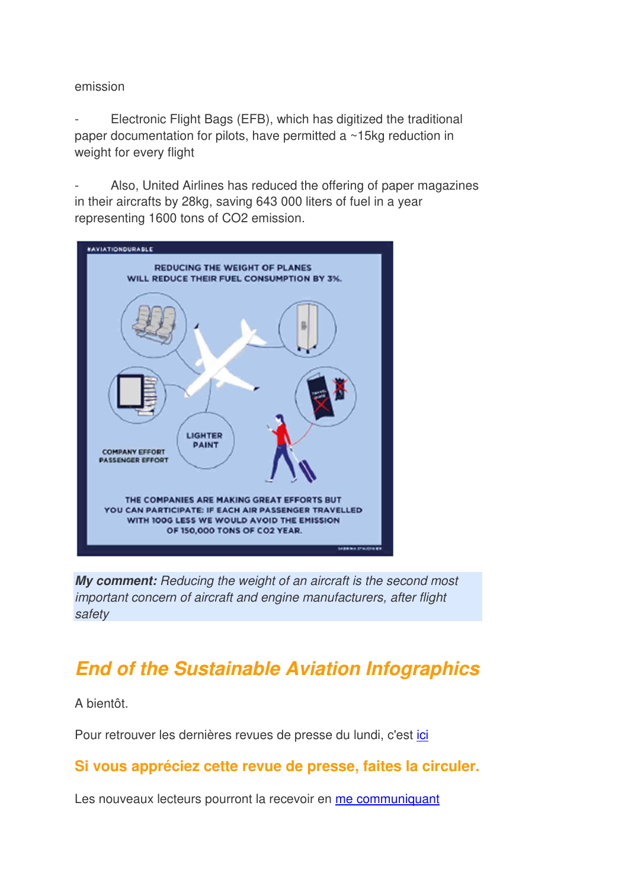emission

- Electronic Flight Bags (EFB), which has digitized the traditional paper documentation for pilots, have permitted a ~15kg reduction in weight for every flight

- Also, United Airlines has reduced the offering of paper magazines in their aircrafts by 28kg, saving 643 000 liters of fuel in a year representing 1600 tons of $CO_2$ emission.

#AVIATIONDURABLE

REDUCING THE WEIGHT OF PLANES WILL REDUCE THEIR FUEL CONSUMPTION BY 3%.

LIGHTER PAINT

COMPANY EFFORT
PASSENGER EFFORT

THE COMPANIES ARE MAKING GREAT EFFORTS BUT YOU CAN PARTICIPATE: IF EACH AIR PASSENGER TRAVELLED WITH 100G LESS WE WOULD AVOID THE EMISSION OF 150,000 TONS OF CO2 YEAR.

***My comment:*** *Reducing the weight of an aircraft is the second most important concern of aircraft and engine manufacturers, after flight safety*

## *End of the Sustainable Aviation Infographics*

A bientôt.

Pour retrouver les dernières revues de presse du lundi, c'est ici

**Si vous appréciez cette revue de presse, faites la circuler.**

Les nouveaux lecteurs pourront la recevoir en me communiquant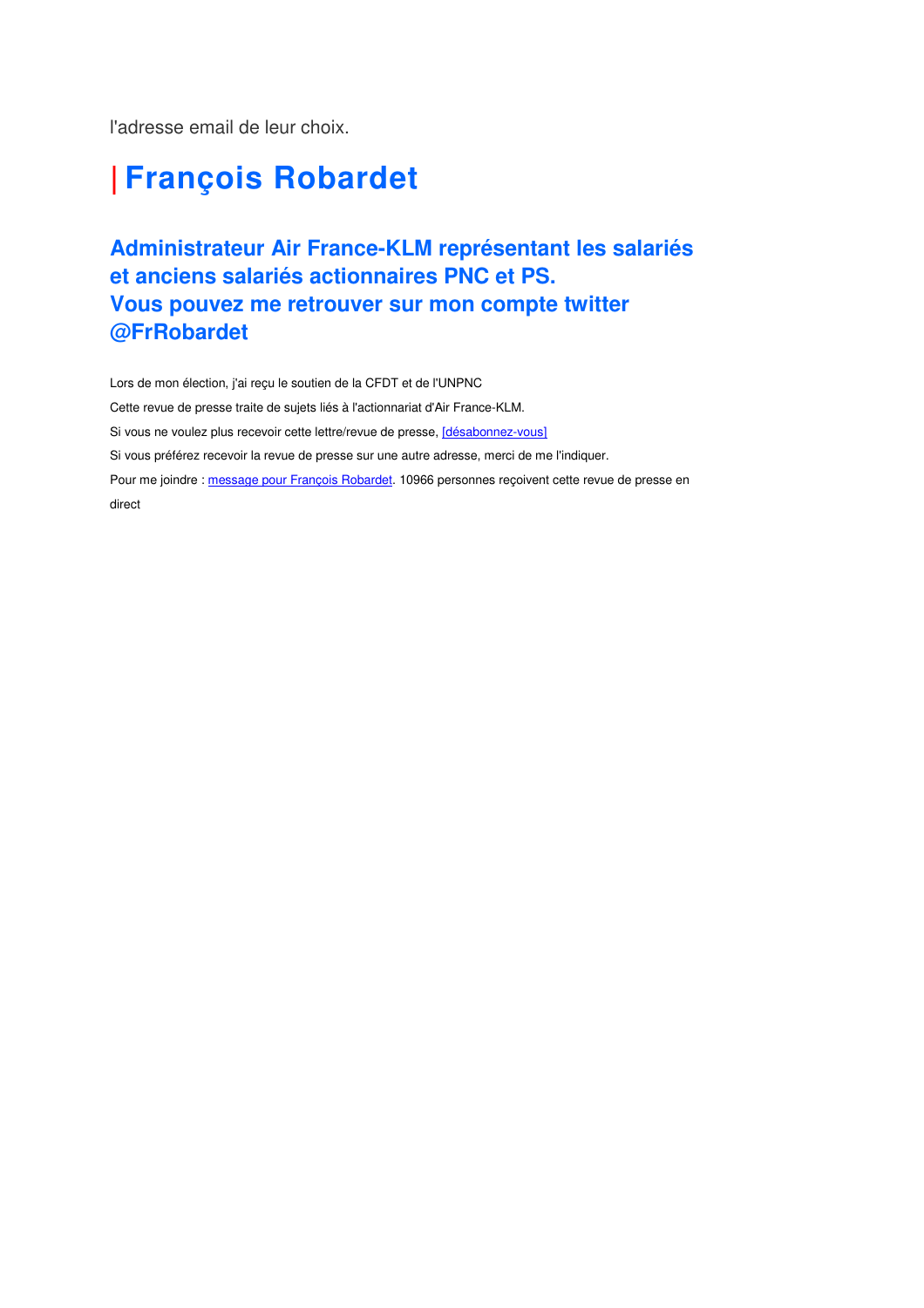l'adresse email de leur choix.

# | François Robardet

## Administrateur Air France-KLM représentant les salariés et anciens salariés actionnaires PNC et PS.
## Vous pouvez me retrouver sur mon compte twitter @FrRobardet

Lors de mon élection, j'ai reçu le soutien de la CFDT et de l'UNPNC

Cette revue de presse traite de sujets liés à l'actionnariat d'Air France-KLM.

Si vous ne voulez plus recevoir cette lettre/revue de presse, [désabonnez-vous]

Si vous préférez recevoir la revue de presse sur une autre adresse, merci de me l'indiquer.

Pour me joindre : message pour François Robardet. 10966 personnes reçoivent cette revue de presse en direct